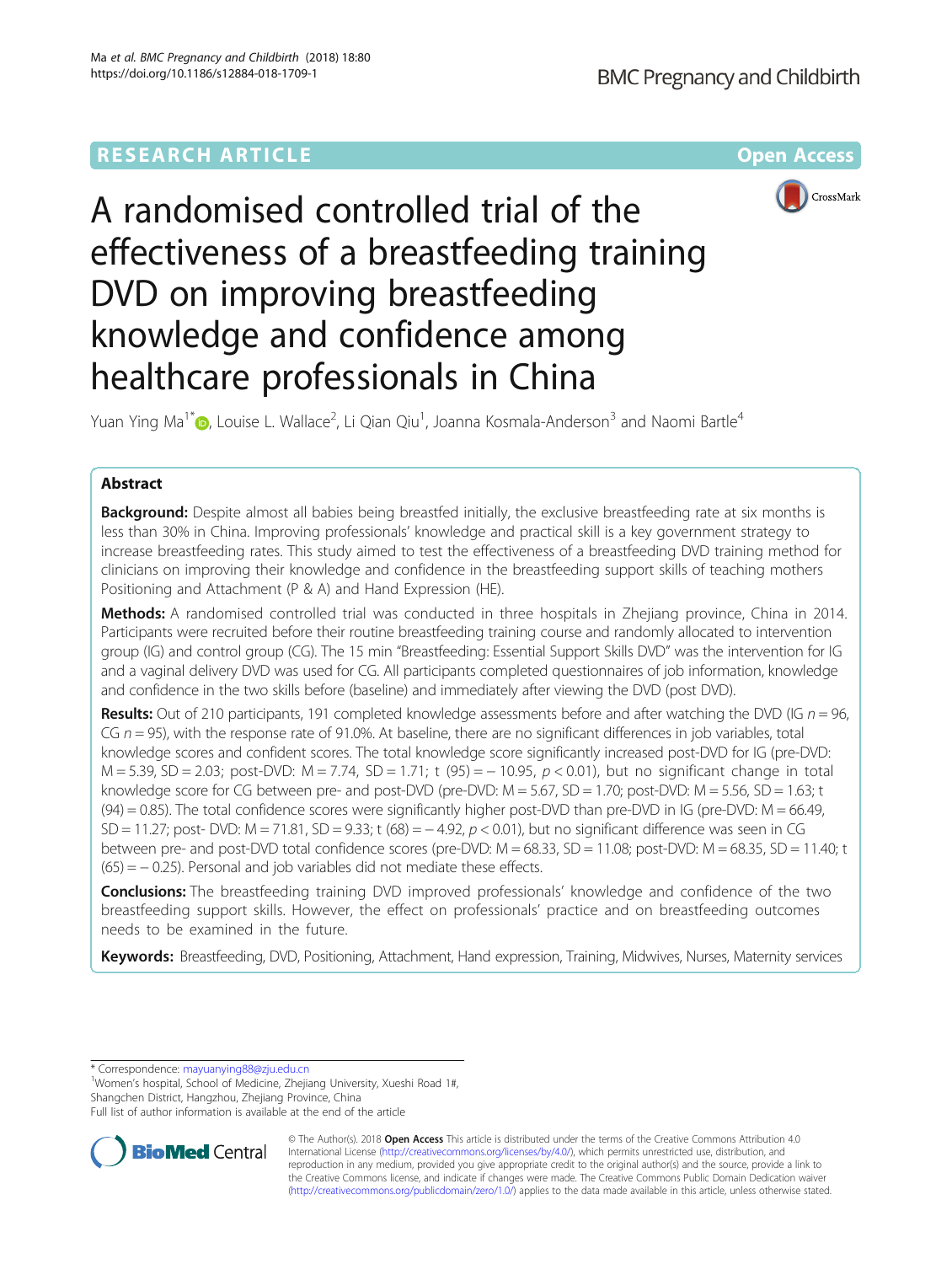RESEARCH ARTICLE

Open Access

# A randomised controlled trial of the effectiveness of a breastfeeding training DVD on improving breastfeeding knowledge and confidence among healthcare professionals in China

Yuan Ying Ma[1*], Louise L. Wallace[2], Li Qian Qiu[1], Joanna Kosmala-Anderson[3] and Naomi Bartle[4]

## Abstract

**Background:** Despite almost all babies being breastfed initially, the exclusive breastfeeding rate at six months is less than 30% in China. Improving professionals' knowledge and practical skill is a key government strategy to increase breastfeeding rates. This study aimed to test the effectiveness of a breastfeeding DVD training method for clinicians on improving their knowledge and confidence in the breastfeeding support skills of teaching mothers Positioning and Attachment (P & A) and Hand Expression (HE).

**Methods:** A randomised controlled trial was conducted in three hospitals in Zhejiang province, China in 2014. Participants were recruited before their routine breastfeeding training course and randomly allocated to intervention group (IG) and control group (CG). The 15 min "Breastfeeding: Essential Support Skills DVD" was the intervention for IG and a vaginal delivery DVD was used for CG. All participants completed questionnaires of job information, knowledge and confidence in the two skills before (baseline) and immediately after viewing the DVD (post DVD).

**Results:** Out of 210 participants, 191 completed knowledge assessments before and after watching the DVD (IG $n = 96$, CG $n = 95$), with the response rate of 91.0%. At baseline, there are no significant differences in job variables, total knowledge scores and confident scores. The total knowledge score significantly increased post-DVD for IG (pre-DVD: $M = 5.39$, $SD = 2.03$; post-DVD: $M = 7.74$, $SD = 1.71$; $t\,(95) = -10.95$, $p < 0.01$), but no significant change in total knowledge score for CG between pre- and post-DVD (pre-DVD: $M = 5.67$, $SD = 1.70$; post-DVD: $M = 5.56$, $SD = 1.63$; $t\,(94) = 0.85$). The total confidence scores were significantly higher post-DVD than pre-DVD in IG (pre-DVD: $M = 66.49$, $SD = 11.27$; post- DVD: $M = 71.81$, $SD = 9.33$; $t\,(68) = -4.92$, $p < 0.01$), but no significant difference was seen in CG between pre- and post-DVD total confidence scores (pre-DVD: $M = 68.33$, $SD = 11.08$; post-DVD: $M = 68.35$, $SD = 11.40$; $t\,(65) = -0.25$). Personal and job variables did not mediate these effects.

**Conclusions:** The breastfeeding training DVD improved professionals' knowledge and confidence of the two breastfeeding support skills. However, the effect on professionals' practice and on breastfeeding outcomes needs to be examined in the future.

**Keywords:** Breastfeeding, DVD, Positioning, Attachment, Hand expression, Training, Midwives, Nurses, Maternity services

---

* Correspondence: mayuanying88@zju.edu.cn
[1]Women's hospital, School of Medicine, Zhejiang University, Xueshi Road 1#, Shangchen District, Hangzhou, Zhejiang Province, China
Full list of author information is available at the end of the article

© The Author(s). 2018 **Open Access** This article is distributed under the terms of the Creative Commons Attribution 4.0 International License (http://creativecommons.org/licenses/by/4.0/), which permits unrestricted use, distribution, and reproduction in any medium, provided you give appropriate credit to the original author(s) and the source, provide a link to the Creative Commons license, and indicate if changes were made. The Creative Commons Public Domain Dedication waiver (http://creativecommons.org/publicdomain/zero/1.0/) applies to the data made available in this article, unless otherwise stated.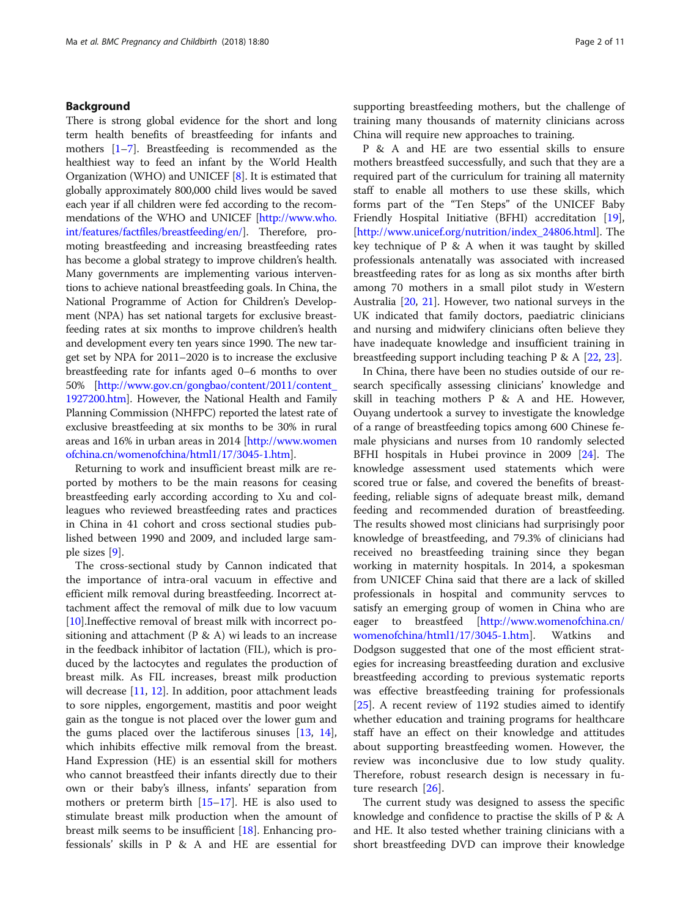## Background

There is strong global evidence for the short and long term health benefits of breastfeeding for infants and mothers [1–7]. Breastfeeding is recommended as the healthiest way to feed an infant by the World Health Organization (WHO) and UNICEF [8]. It is estimated that globally approximately 800,000 child lives would be saved each year if all children were fed according to the recommendations of the WHO and UNICEF [http://www.who.int/features/factfiles/breastfeeding/en/]. Therefore, promoting breastfeeding and increasing breastfeeding rates has become a global strategy to improve children's health. Many governments are implementing various interventions to achieve national breastfeeding goals. In China, the National Programme of Action for Children's Development (NPA) has set national targets for exclusive breastfeeding rates at six months to improve children's health and development every ten years since 1990. The new target set by NPA for 2011–2020 is to increase the exclusive breastfeeding rate for infants aged 0–6 months to over 50% [http://www.gov.cn/gongbao/content/2011/content_1927200.htm]. However, the National Health and Family Planning Commission (NHFPC) reported the latest rate of exclusive breastfeeding at six months to be 30% in rural areas and 16% in urban areas in 2014 [http://www.womenofchina.cn/womenofchina/html1/17/3045-1.htm].

Returning to work and insufficient breast milk are reported by mothers to be the main reasons for ceasing breastfeeding early according according to Xu and colleagues who reviewed breastfeeding rates and practices in China in 41 cohort and cross sectional studies published between 1990 and 2009, and included large sample sizes [9].

The cross-sectional study by Cannon indicated that the importance of intra-oral vacuum in effective and efficient milk removal during breastfeeding. Incorrect attachment affect the removal of milk due to low vacuum [10].Ineffective removal of breast milk with incorrect positioning and attachment (P & A) wi leads to an increase in the feedback inhibitor of lactation (FIL), which is produced by the lactocytes and regulates the production of breast milk. As FIL increases, breast milk production will decrease [11, 12]. In addition, poor attachment leads to sore nipples, engorgement, mastitis and poor weight gain as the tongue is not placed over the lower gum and the gums placed over the lactiferous sinuses [13, 14], which inhibits effective milk removal from the breast. Hand Expression (HE) is an essential skill for mothers who cannot breastfeed their infants directly due to their own or their baby's illness, infants' separation from mothers or preterm birth [15–17]. HE is also used to stimulate breast milk production when the amount of breast milk seems to be insufficient [18]. Enhancing professionals' skills in P & A and HE are essential for supporting breastfeeding mothers, but the challenge of training many thousands of maternity clinicians across China will require new approaches to training.

P & A and HE are two essential skills to ensure mothers breastfeed successfully, and such that they are a required part of the curriculum for training all maternity staff to enable all mothers to use these skills, which forms part of the "Ten Steps" of the UNICEF Baby Friendly Hospital Initiative (BFHI) accreditation [19], [http://www.unicef.org/nutrition/index_24806.html]. The key technique of P & A when it was taught by skilled professionals antenatally was associated with increased breastfeeding rates for as long as six months after birth among 70 mothers in a small pilot study in Western Australia [20, 21]. However, two national surveys in the UK indicated that family doctors, paediatric clinicians and nursing and midwifery clinicians often believe they have inadequate knowledge and insufficient training in breastfeeding support including teaching P & A [22, 23].

In China, there have been no studies outside of our research specifically assessing clinicians' knowledge and skill in teaching mothers P & A and HE. However, Ouyang undertook a survey to investigate the knowledge of a range of breastfeeding topics among 600 Chinese female physicians and nurses from 10 randomly selected BFHI hospitals in Hubei province in 2009 [24]. The knowledge assessment used statements which were scored true or false, and covered the benefits of breastfeeding, reliable signs of adequate breast milk, demand feeding and recommended duration of breastfeeding. The results showed most clinicians had surprisingly poor knowledge of breastfeeding, and 79.3% of clinicians had received no breastfeeding training since they began working in maternity hospitals. In 2014, a spokesman from UNICEF China said that there are a lack of skilled professionals in hospital and community servces to satisfy an emerging group of women in China who are eager to breastfeed [http://www.womenofchina.cn/womenofchina/html1/17/3045-1.htm]. Watkins and Dodgson suggested that one of the most efficient strategies for increasing breastfeeding duration and exclusive breastfeeding according to previous systematic reports was effective breastfeeding training for professionals [25]. A recent review of 1192 studies aimed to identify whether education and training programs for healthcare staff have an effect on their knowledge and attitudes about supporting breastfeeding women. However, the review was inconclusive due to low study quality. Therefore, robust research design is necessary in future research [26].

The current study was designed to assess the specific knowledge and confidence to practise the skills of P & A and HE. It also tested whether training clinicians with a short breastfeeding DVD can improve their knowledge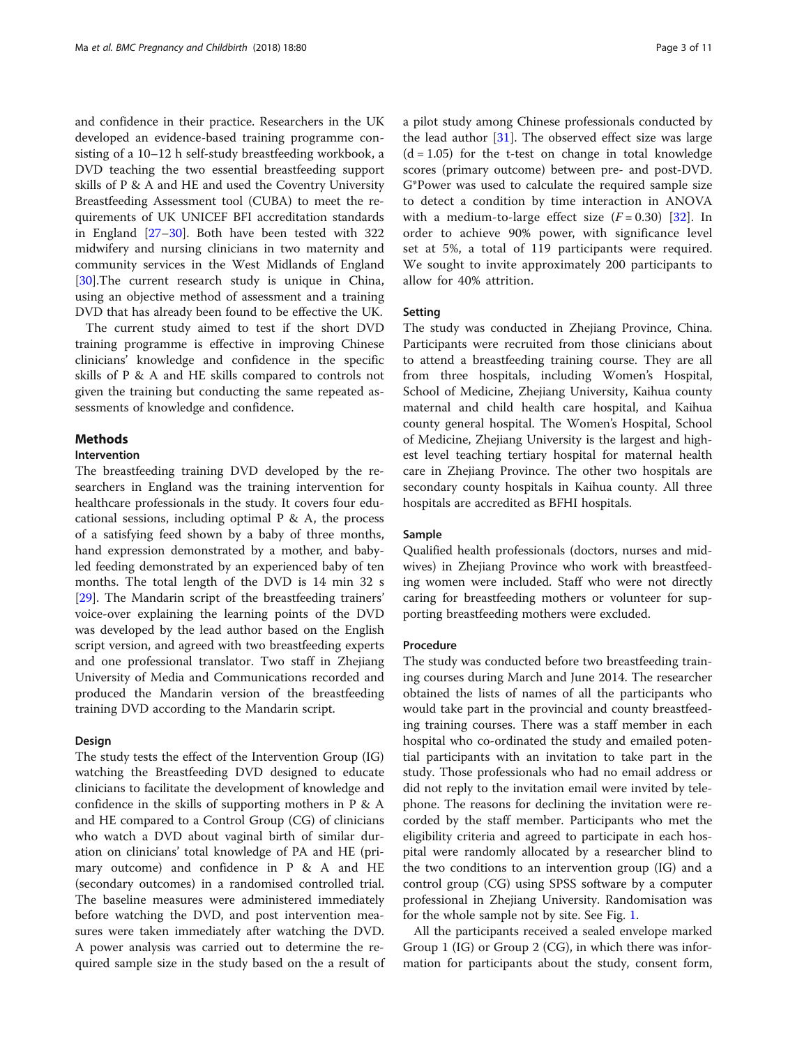and confidence in their practice. Researchers in the UK developed an evidence-based training programme consisting of a 10–12 h self-study breastfeeding workbook, a DVD teaching the two essential breastfeeding support skills of P & A and HE and used the Coventry University Breastfeeding Assessment tool (CUBA) to meet the requirements of UK UNICEF BFI accreditation standards in England [27–30]. Both have been tested with 322 midwifery and nursing clinicians in two maternity and community services in the West Midlands of England [30].The current research study is unique in China, using an objective method of assessment and a training DVD that has already been found to be effective the UK.

The current study aimed to test if the short DVD training programme is effective in improving Chinese clinicians' knowledge and confidence in the specific skills of P & A and HE skills compared to controls not given the training but conducting the same repeated assessments of knowledge and confidence.

## Methods

### Intervention

The breastfeeding training DVD developed by the researchers in England was the training intervention for healthcare professionals in the study. It covers four educational sessions, including optimal P & A, the process of a satisfying feed shown by a baby of three months, hand expression demonstrated by a mother, and baby-led feeding demonstrated by an experienced baby of ten months. The total length of the DVD is 14 min 32 s [29]. The Mandarin script of the breastfeeding trainers' voice-over explaining the learning points of the DVD was developed by the lead author based on the English script version, and agreed with two breastfeeding experts and one professional translator. Two staff in Zhejiang University of Media and Communications recorded and produced the Mandarin version of the breastfeeding training DVD according to the Mandarin script.

### Design

The study tests the effect of the Intervention Group (IG) watching the Breastfeeding DVD designed to educate clinicians to facilitate the development of knowledge and confidence in the skills of supporting mothers in P & A and HE compared to a Control Group (CG) of clinicians who watch a DVD about vaginal birth of similar duration on clinicians' total knowledge of PA and HE (primary outcome) and confidence in P & A and HE (secondary outcomes) in a randomised controlled trial. The baseline measures were administered immediately before watching the DVD, and post intervention measures were taken immediately after watching the DVD. A power analysis was carried out to determine the required sample size in the study based on the a result of a pilot study among Chinese professionals conducted by the lead author [31]. The observed effect size was large ($d = 1.05$) for the t-test on change in total knowledge scores (primary outcome) between pre- and post-DVD. G*Power was used to calculate the required sample size to detect a condition by time interaction in ANOVA with a medium-to-large effect size ($F = 0.30$) [32]. In order to achieve 90% power, with significance level set at 5%, a total of 119 participants were required. We sought to invite approximately 200 participants to allow for 40% attrition.

### Setting

The study was conducted in Zhejiang Province, China. Participants were recruited from those clinicians about to attend a breastfeeding training course. They are all from three hospitals, including Women's Hospital, School of Medicine, Zhejiang University, Kaihua county maternal and child health care hospital, and Kaihua county general hospital. The Women's Hospital, School of Medicine, Zhejiang University is the largest and highest level teaching tertiary hospital for maternal health care in Zhejiang Province. The other two hospitals are secondary county hospitals in Kaihua county. All three hospitals are accredited as BFHI hospitals.

### Sample

Qualified health professionals (doctors, nurses and midwives) in Zhejiang Province who work with breastfeeding women were included. Staff who were not directly caring for breastfeeding mothers or volunteer for supporting breastfeeding mothers were excluded.

### Procedure

The study was conducted before two breastfeeding training courses during March and June 2014. The researcher obtained the lists of names of all the participants who would take part in the provincial and county breastfeeding training courses. There was a staff member in each hospital who co-ordinated the study and emailed potential participants with an invitation to take part in the study. Those professionals who had no email address or did not reply to the invitation email were invited by telephone. The reasons for declining the invitation were recorded by the staff member. Participants who met the eligibility criteria and agreed to participate in each hospital were randomly allocated by a researcher blind to the two conditions to an intervention group (IG) and a control group (CG) using SPSS software by a computer professional in Zhejiang University. Randomisation was for the whole sample not by site. See Fig. 1.

All the participants received a sealed envelope marked Group 1 (IG) or Group 2 (CG), in which there was information for participants about the study, consent form,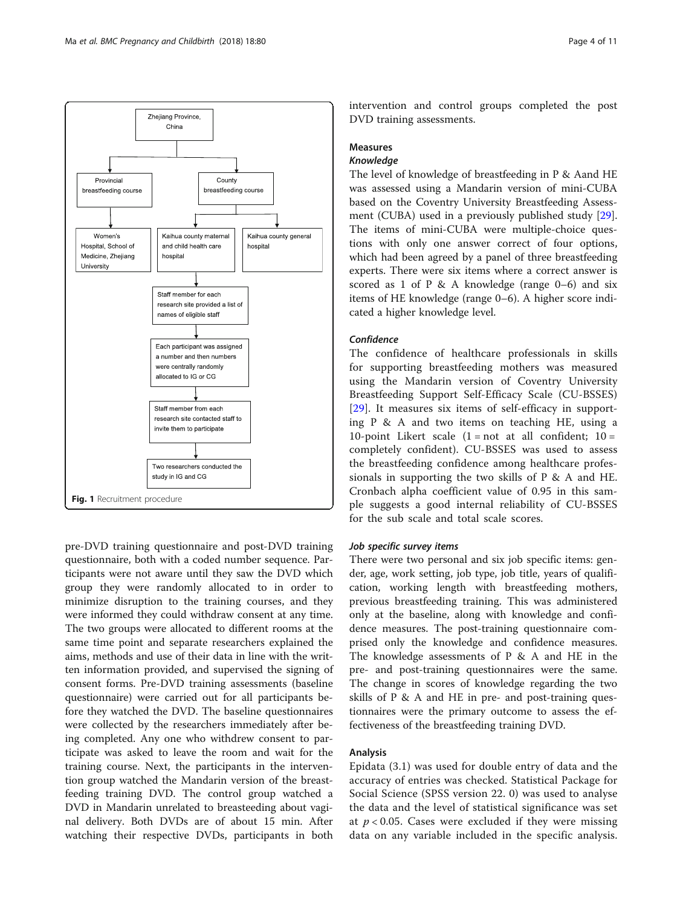Fig. 1 Recruitment procedure

pre-DVD training questionnaire and post-DVD training questionnaire, both with a coded number sequence. Participants were not aware until they saw the DVD which group they were randomly allocated to in order to minimize disruption to the training courses, and they were informed they could withdraw consent at any time. The two groups were allocated to different rooms at the same time point and separate researchers explained the aims, methods and use of their data in line with the written information provided, and supervised the signing of consent forms. Pre-DVD training assessments (baseline questionnaire) were carried out for all participants before they watched the DVD. The baseline questionnaires were collected by the researchers immediately after being completed. Any one who withdrew consent to participate was asked to leave the room and wait for the training course. Next, the participants in the intervention group watched the Mandarin version of the breastfeeding training DVD. The control group watched a DVD in Mandarin unrelated to breasteeding about vaginal delivery. Both DVDs are of about 15 min. After watching their respective DVDs, participants in both intervention and control groups completed the post DVD training assessments.

## Measures

### *Knowledge*

The level of knowledge of breastfeeding in P & Aand HE was assessed using a Mandarin version of mini-CUBA based on the Coventry University Breastfeeding Assessment (CUBA) used in a previously published study [29]. The items of mini-CUBA were multiple-choice questions with only one answer correct of four options, which had been agreed by a panel of three breastfeeding experts. There were six items where a correct answer is scored as 1 of P & A knowledge (range 0–6) and six items of HE knowledge (range 0–6). A higher score indicated a higher knowledge level.

### *Confidence*

The confidence of healthcare professionals in skills for supporting breastfeeding mothers was measured using the Mandarin version of Coventry University Breastfeeding Support Self-Efficacy Scale (CU-BSSES) [29]. It measures six items of self-efficacy in supporting P & A and two items on teaching HE, using a 10-point Likert scale (1 = not at all confident; 10 = completely confident). CU-BSSES was used to assess the breastfeeding confidence among healthcare professionals in supporting the two skills of P & A and HE. Cronbach alpha coefficient value of 0.95 in this sample suggests a good internal reliability of CU-BSSES for the sub scale and total scale scores.

### *Job specific survey items*

There were two personal and six job specific items: gender, age, work setting, job type, job title, years of qualification, working length with breastfeeding mothers, previous breastfeeding training. This was administered only at the baseline, along with knowledge and confidence measures. The post-training questionnaire comprised only the knowledge and confidence measures. The knowledge assessments of P & A and HE in the pre- and post-training questionnaires were the same. The change in scores of knowledge regarding the two skills of P & A and HE in pre- and post-training questionnaires were the primary outcome to assess the effectiveness of the breastfeeding training DVD.

## Analysis

Epidata (3.1) was used for double entry of data and the accuracy of entries was checked. Statistical Package for Social Science (SPSS version 22. 0) was used to analyse the data and the level of statistical significance was set at $p < 0.05$. Cases were excluded if they were missing data on any variable included in the specific analysis.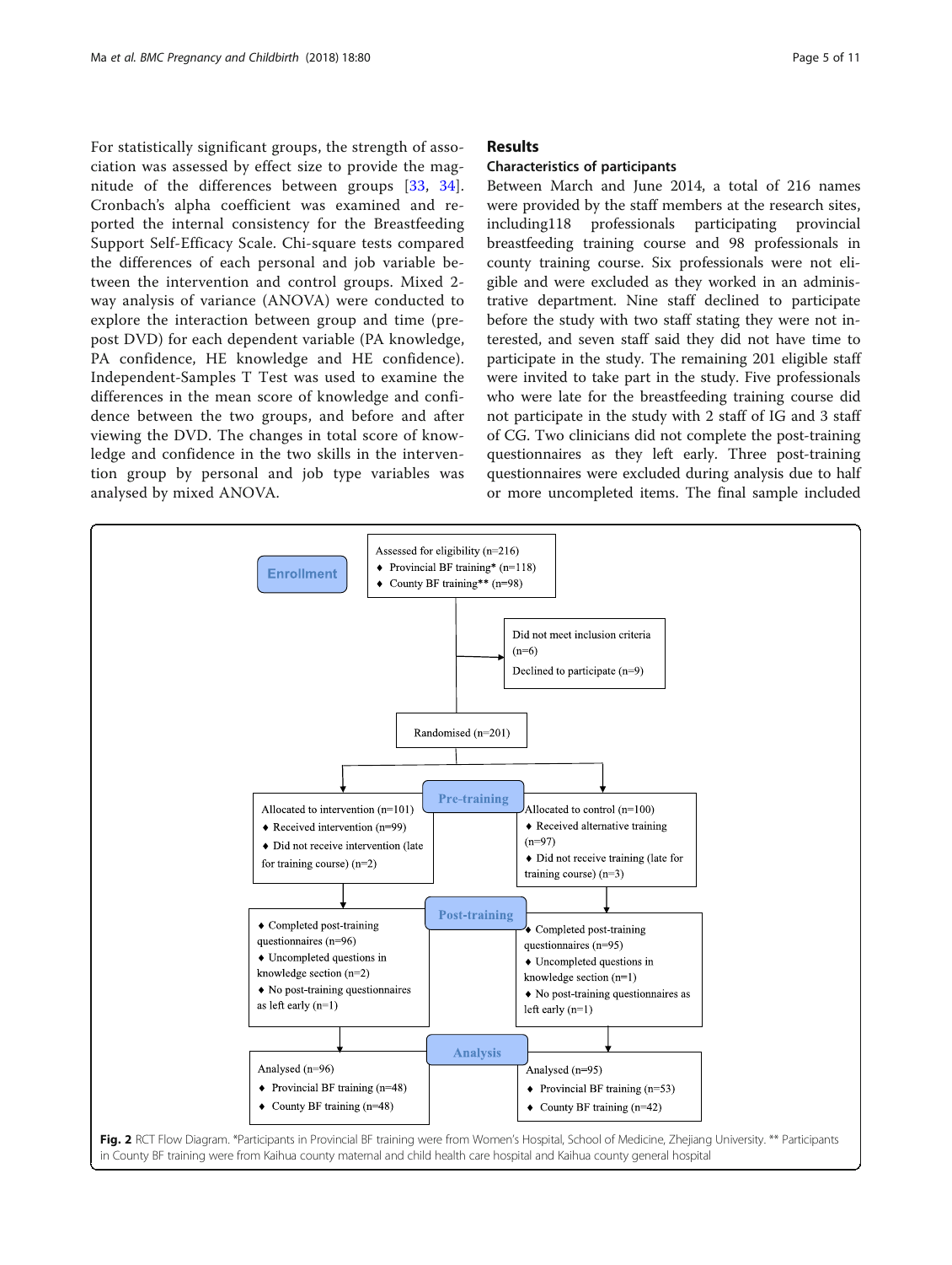For statistically significant groups, the strength of association was assessed by effect size to provide the magnitude of the differences between groups [33, 34]. Cronbach's alpha coefficient was examined and reported the internal consistency for the Breastfeeding Support Self-Efficacy Scale. Chi-square tests compared the differences of each personal and job variable between the intervention and control groups. Mixed 2-way analysis of variance (ANOVA) were conducted to explore the interaction between group and time (pre-post DVD) for each dependent variable (PA knowledge, PA confidence, HE knowledge and HE confidence). Independent-Samples T Test was used to examine the differences in the mean score of knowledge and confidence between the two groups, and before and after viewing the DVD. The changes in total score of knowledge and confidence in the two skills in the intervention group by personal and job type variables was analysed by mixed ANOVA.

## Results

### Characteristics of participants

Between March and June 2014, a total of 216 names were provided by the staff members at the research sites, including118 professionals participating provincial breastfeeding training course and 98 professionals in county training course. Six professionals were not eligible and were excluded as they worked in an administrative department. Nine staff declined to participate before the study with two staff stating they were not interested, and seven staff said they did not have time to participate in the study. The remaining 201 eligible staff were invited to take part in the study. Five professionals who were late for the breastfeeding training course did not participate in the study with 2 staff of IG and 3 staff of CG. Two clinicians did not complete the post-training questionnaires as they left early. Three post-training questionnaires were excluded during analysis due to half or more uncompleted items. The final sample included

**Enrollment**

Assessed for eligibility (n=216)
- Provincial BF training* (n=118)
- County BF training** (n=98)

Did not meet inclusion criteria (n=6)
Declined to participate (n=9)

Randomised (n=201)

**Pre-training**

Allocated to intervention (n=101)
- Received intervention (n=99)
- Did not receive intervention (late for training course) (n=2)

Allocated to control (n=100)
- Received alternative training (n=97)
- Did not receive training (late for training course) (n=3)

**Post-training**

- Completed post-training questionnaires (n=96)
- Uncompleted questions in knowledge section (n=2)
- No post-training questionnaires as left early (n=1)

- Completed post-training questionnaires (n=95)
- Uncompleted questions in knowledge section (n=1)
- No post-training questionnaires as left early (n=1)

**Analysis**

Analysed (n=96)
- Provincial BF training (n=48)
- County BF training (n=48)

Analysed (n=95)
- Provincial BF training (n=53)
- County BF training (n=42)

**Fig. 2** RCT Flow Diagram. *Participants in Provincial BF training were from Women's Hospital, School of Medicine, Zhejiang University. ** Participants in County BF training were from Kaihua county maternal and child health care hospital and Kaihua county general hospital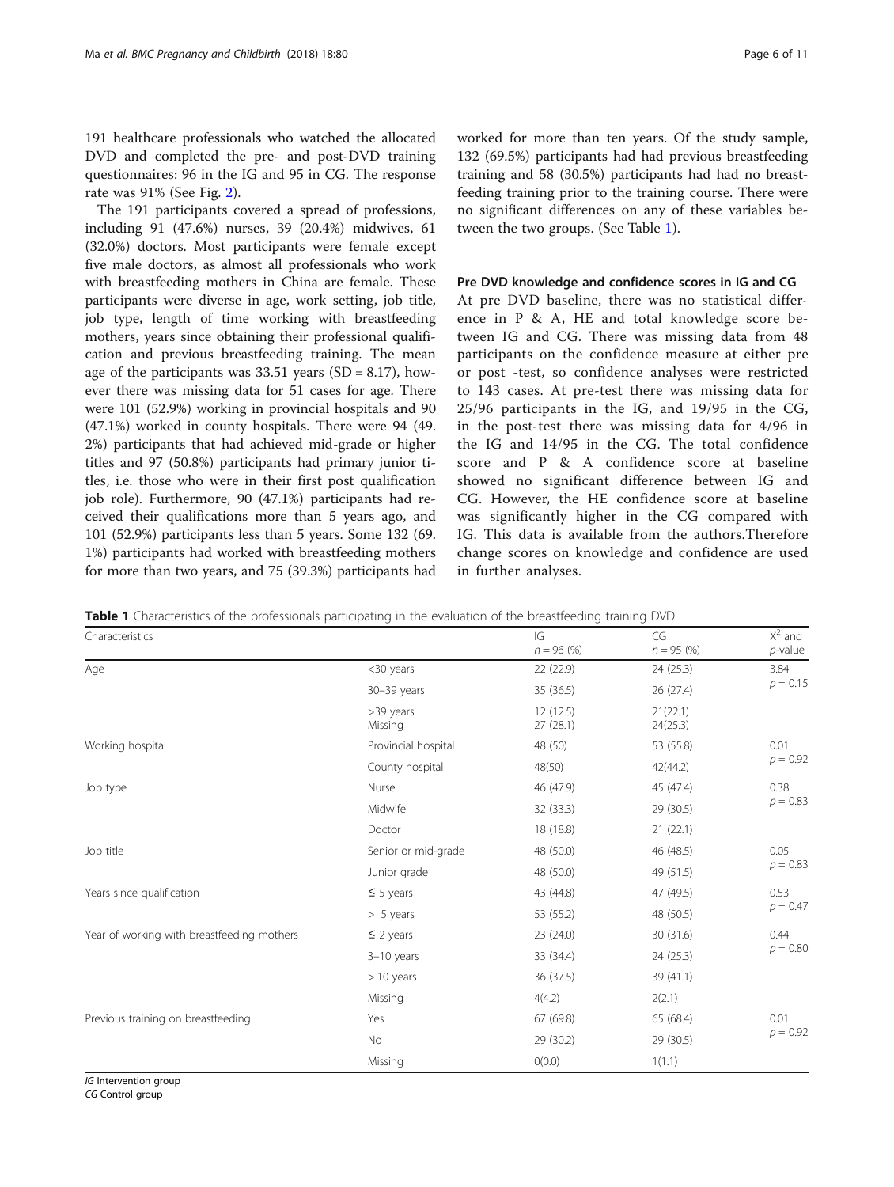191 healthcare professionals who watched the allocated DVD and completed the pre- and post-DVD training questionnaires: 96 in the IG and 95 in CG. The response rate was 91% (See Fig. 2).

The 191 participants covered a spread of professions, including 91 (47.6%) nurses, 39 (20.4%) midwives, 61 (32.0%) doctors. Most participants were female except five male doctors, as almost all professionals who work with breastfeeding mothers in China are female. These participants were diverse in age, work setting, job title, job type, length of time working with breastfeeding mothers, years since obtaining their professional qualification and previous breastfeeding training. The mean age of the participants was 33.51 years (SD = 8.17), however there was missing data for 51 cases for age. There were 101 (52.9%) working in provincial hospitals and 90 (47.1%) worked in county hospitals. There were 94 (49.2%) participants that had achieved mid-grade or higher titles and 97 (50.8%) participants had primary junior titles, i.e. those who were in their first post qualification job role). Furthermore, 90 (47.1%) participants had received their qualifications more than 5 years ago, and 101 (52.9%) participants less than 5 years. Some 132 (69.1%) participants had worked with breastfeeding mothers for more than two years, and 75 (39.3%) participants had worked for more than ten years. Of the study sample, 132 (69.5%) participants had had previous breastfeeding training and 58 (30.5%) participants had had no breastfeeding training prior to the training course. There were no significant differences on any of these variables between the two groups. (See Table 1).

### Pre DVD knowledge and confidence scores in IG and CG

At pre DVD baseline, there was no statistical difference in P & A, HE and total knowledge score between IG and CG. There was missing data from 48 participants on the confidence measure at either pre or post -test, so confidence analyses were restricted to 143 cases. At pre-test there was missing data for 25/96 participants in the IG, and 19/95 in the CG, in the post-test there was missing data for 4/96 in the IG and 14/95 in the CG. The total confidence score and P & A confidence score at baseline showed no significant difference between IG and CG. However, the HE confidence score at baseline was significantly higher in the CG compared with IG. This data is available from the authors.Therefore change scores on knowledge and confidence are used in further analyses.

**Table 1** Characteristics of the professionals participating in the evaluation of the breastfeeding training DVD

| Characteristics | | IG $n = 96$ (%) | CG $n = 95$ (%) | $X^2$ and $p$-value |
|---|---|---|---|---|
| Age | <30 years | 22 (22.9) | 24 (25.3) | 3.84 $p = 0.15$ |
| | 30–39 years | 35 (36.5) | 26 (27.4) | |
| | >39 years | 12 (12.5) | 21(22.1) | |
| | Missing | 27 (28.1) | 24(25.3) | |
| Working hospital | Provincial hospital | 48 (50) | 53 (55.8) | 0.01 $p = 0.92$ |
| | County hospital | 48(50) | 42(44.2) | |
| Job type | Nurse | 46 (47.9) | 45 (47.4) | 0.38 $p = 0.83$ |
| | Midwife | 32 (33.3) | 29 (30.5) | |
| | Doctor | 18 (18.8) | 21 (22.1) | |
| Job title | Senior or mid-grade | 48 (50.0) | 46 (48.5) | 0.05 $p = 0.83$ |
| | Junior grade | 48 (50.0) | 49 (51.5) | |
| Years since qualification | ≤ 5 years | 43 (44.8) | 47 (49.5) | 0.53 $p = 0.47$ |
| | > 5 years | 53 (55.2) | 48 (50.5) | |
| Year of working with breastfeeding mothers | ≤ 2 years | 23 (24.0) | 30 (31.6) | 0.44 $p = 0.80$ |
| | 3–10 years | 33 (34.4) | 24 (25.3) | |
| | > 10 years | 36 (37.5) | 39 (41.1) | |
| | Missing | 4(4.2) | 2(2.1) | |
| Previous training on breastfeeding | Yes | 67 (69.8) | 65 (68.4) | 0.01 $p = 0.92$ |
| | No | 29 (30.2) | 29 (30.5) | |
| | Missing | 0(0.0) | 1(1.1) | |

*IG* Intervention group
*CG* Control group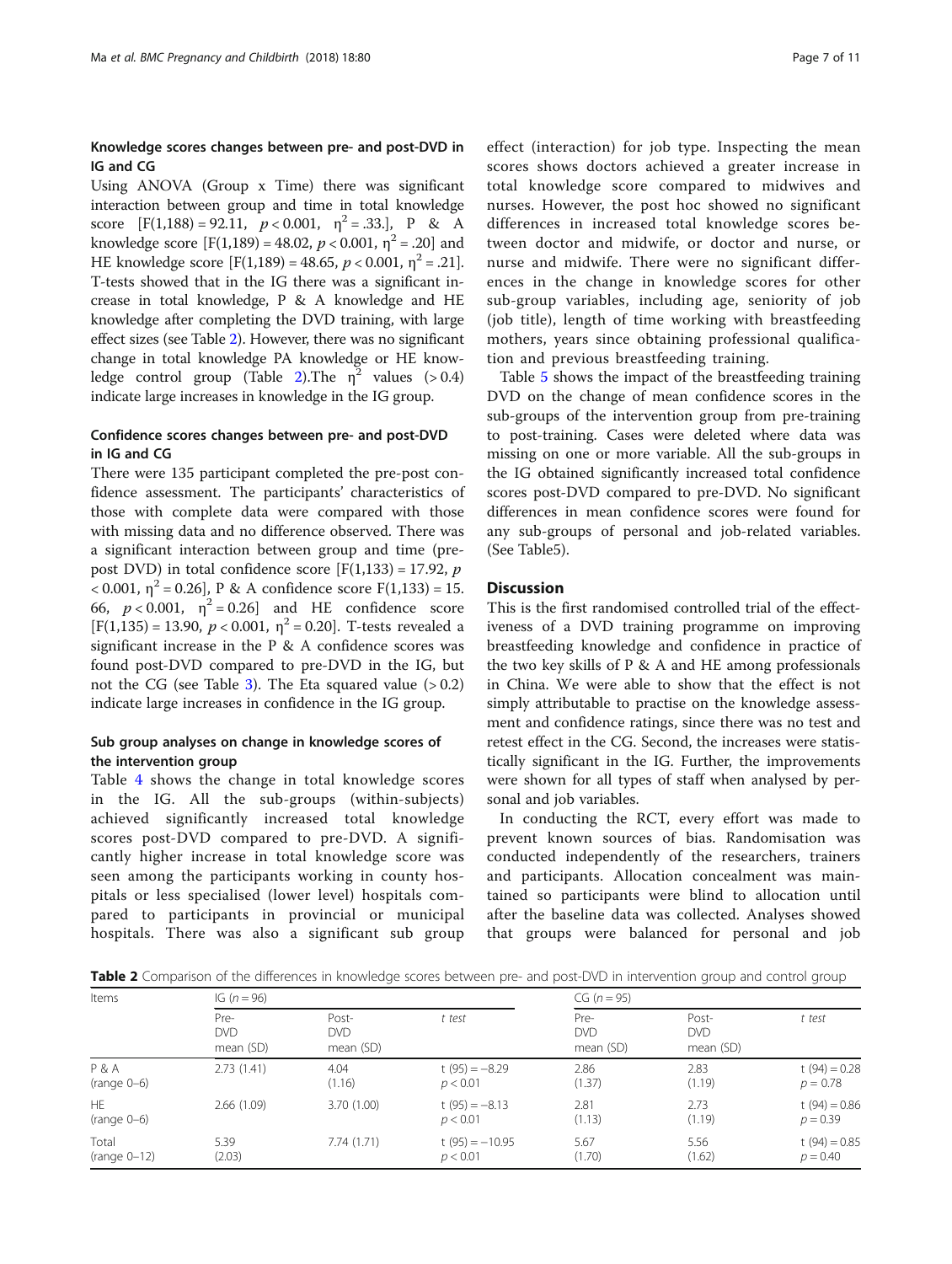## Knowledge scores changes between pre- and post-DVD in IG and CG

Using ANOVA (Group x Time) there was significant interaction between group and time in total knowledge score [$F(1,188) = 92.11$, $p < 0.001$, $\eta^2 = .33$.], P & A knowledge score [$F(1,189) = 48.02$, $p < 0.001$, $\eta^2 = .20$] and HE knowledge score [$F(1,189) = 48.65$, $p < 0.001$, $\eta^2 = .21$]. T-tests showed that in the IG there was a significant increase in total knowledge, P & A knowledge and HE knowledge after completing the DVD training, with large effect sizes (see Table 2). However, there was no significant change in total knowledge PA knowledge or HE knowledge control group (Table 2).The $\eta^2$ values (> 0.4) indicate large increases in knowledge in the IG group.

## Confidence scores changes between pre- and post-DVD in IG and CG

There were 135 participant completed the pre-post confidence assessment. The participants' characteristics of those with complete data were compared with those with missing data and no difference observed. There was a significant interaction between group and time (pre-post DVD) in total confidence score [$F(1,133) = 17.92$, $p < 0.001$, $\eta^2 = 0.26$], P & A confidence score $F(1,133) = 15.66$, $p < 0.001$, $\eta^2 = 0.26$] and HE confidence score [$F(1,135) = 13.90$, $p < 0.001$, $\eta^2 = 0.20$]. T-tests revealed a significant increase in the P & A confidence scores was found post-DVD compared to pre-DVD in the IG, but not the CG (see Table 3). The Eta squared value (> 0.2) indicate large increases in confidence in the IG group.

## Sub group analyses on change in knowledge scores of the intervention group

Table 4 shows the change in total knowledge scores in the IG. All the sub-groups (within-subjects) achieved significantly increased total knowledge scores post-DVD compared to pre-DVD. A significantly higher increase in total knowledge score was seen among the participants working in county hospitals or less specialised (lower level) hospitals compared to participants in provincial or municipal hospitals. There was also a significant sub group effect (interaction) for job type. Inspecting the mean scores shows doctors achieved a greater increase in total knowledge score compared to midwives and nurses. However, the post hoc showed no significant differences in increased total knowledge scores between doctor and midwife, or doctor and nurse, or nurse and midwife. There were no significant differences in the change in knowledge scores for other sub-group variables, including age, seniority of job (job title), length of time working with breastfeeding mothers, years since obtaining professional qualification and previous breastfeeding training.

Table 5 shows the impact of the breastfeeding training DVD on the change of mean confidence scores in the sub-groups of the intervention group from pre-training to post-training. Cases were deleted where data was missing on one or more variable. All the sub-groups in the IG obtained significantly increased total confidence scores post-DVD compared to pre-DVD. No significant differences in mean confidence scores were found for any sub-groups of personal and job-related variables. (See Table5).

# Discussion

This is the first randomised controlled trial of the effectiveness of a DVD training programme on improving breastfeeding knowledge and confidence in practice of the two key skills of P & A and HE among professionals in China. We were able to show that the effect is not simply attributable to practise on the knowledge assessment and confidence ratings, since there was no test and retest effect in the CG. Second, the increases were statistically significant in the IG. Further, the improvements were shown for all types of staff when analysed by personal and job variables.

In conducting the RCT, every effort was made to prevent known sources of bias. Randomisation was conducted independently of the researchers, trainers and participants. Allocation concealment was maintained so participants were blind to allocation until after the baseline data was collected. Analyses showed that groups were balanced for personal and job

**Table 2** Comparison of the differences in knowledge scores between pre- and post-DVD in intervention group and control group

| Items | IG (n = 96) | | | CG (n = 95) | | |
|---|---|---|---|---|---|---|
| | Pre-DVD mean (SD) | Post-DVD mean (SD) | t test | Pre-DVD mean (SD) | Post-DVD mean (SD) | t test |
| P & A (range 0–6) | 2.73 (1.41) | 4.04 (1.16) | t (95) = −8.29 $p < 0.01$ | 2.86 (1.37) | 2.83 (1.19) | t (94) = 0.28 $p = 0.78$ |
| HE (range 0–6) | 2.66 (1.09) | 3.70 (1.00) | t (95) = −8.13 $p < 0.01$ | 2.81 (1.13) | 2.73 (1.19) | t (94) = 0.86 $p = 0.39$ |
| Total (range 0–12) | 5.39 (2.03) | 7.74 (1.71) | t (95) = −10.95 $p < 0.01$ | 5.67 (1.70) | 5.56 (1.62) | t (94) = 0.85 $p = 0.40$ |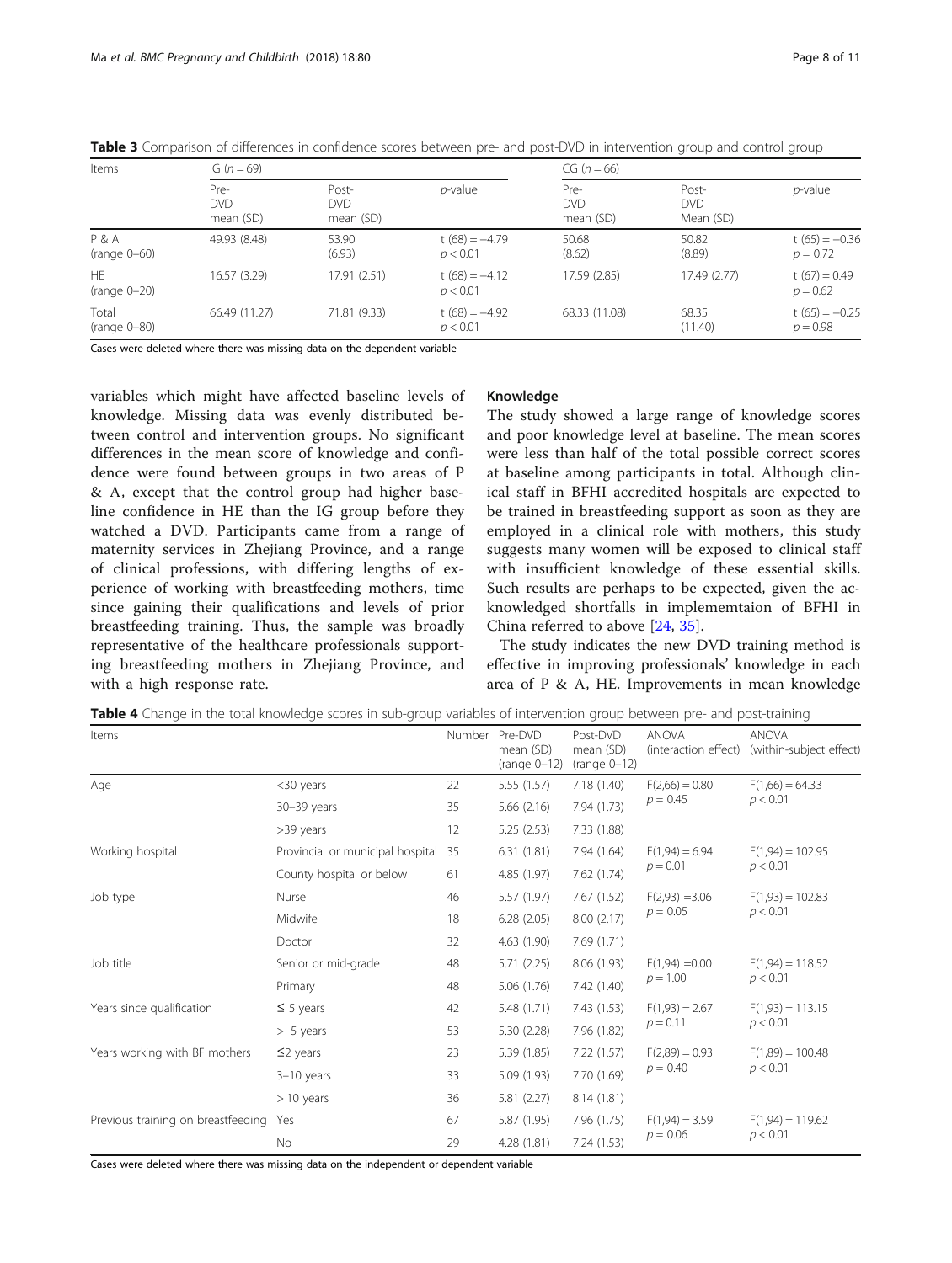**Table 3** Comparison of differences in confidence scores between pre- and post-DVD in intervention group and control group

| Items | IG ($n = 69$) | | | CG ($n = 66$) | | |
|---|---|---|---|---|---|---|
| | Pre-DVD mean (SD) | Post-DVD mean (SD) | *p*-value | Pre-DVD mean (SD) | Post-DVD Mean (SD) | *p*-value |
| P & A (range 0–60) | 49.93 (8.48) | 53.90 (6.93) | $t(68) = -4.79$ $p < 0.01$ | 50.68 (8.62) | 50.82 (8.89) | $t(65) = -0.36$ $p = 0.72$ |
| HE (range 0–20) | 16.57 (3.29) | 17.91 (2.51) | $t(68) = -4.12$ $p < 0.01$ | 17.59 (2.85) | 17.49 (2.77) | $t(67) = 0.49$ $p = 0.62$ |
| Total (range 0–80) | 66.49 (11.27) | 71.81 (9.33) | $t(68) = -4.92$ $p < 0.01$ | 68.33 (11.08) | 68.35 (11.40) | $t(65) = -0.25$ $p = 0.98$ |

Cases were deleted where there was missing data on the dependent variable

variables which might have affected baseline levels of knowledge. Missing data was evenly distributed between control and intervention groups. No significant differences in the mean score of knowledge and confidence were found between groups in two areas of P & A, except that the control group had higher baseline confidence in HE than the IG group before they watched a DVD. Participants came from a range of maternity services in Zhejiang Province, and a range of clinical professions, with differing lengths of experience of working with breastfeeding mothers, time since gaining their qualifications and levels of prior breastfeeding training. Thus, the sample was broadly representative of the healthcare professionals supporting breastfeeding mothers in Zhejiang Province, and with a high response rate.

### Knowledge

The study showed a large range of knowledge scores and poor knowledge level at baseline. The mean scores were less than half of the total possible correct scores at baseline among participants in total. Although clinical staff in BFHI accredited hospitals are expected to be trained in breastfeeding support as soon as they are employed in a clinical role with mothers, this study suggests many women will be exposed to clinical staff with insufficient knowledge of these essential skills. Such results are perhaps to be expected, given the acknowledged shortfalls in implememtaion of BFHI in China referred to above [24, 35].

The study indicates the new DVD training method is effective in improving professionals' knowledge in each area of P & A, HE. Improvements in mean knowledge

**Table 4** Change in the total knowledge scores in sub-group variables of intervention group between pre- and post-training

| Items | | Number | Pre-DVD mean (SD) (range 0–12) | Post-DVD mean (SD) (range 0–12) | ANOVA (interaction effect) | ANOVA (within-subject effect) |
|---|---|---|---|---|---|---|
| Age | <30 years | 22 | 5.55 (1.57) | 7.18 (1.40) | $F(2,66) = 0.80$ $p = 0.45$ | $F(1,66) = 64.33$ $p < 0.01$ |
| | 30–39 years | 35 | 5.66 (2.16) | 7.94 (1.73) | | |
| | >39 years | 12 | 5.25 (2.53) | 7.33 (1.88) | | |
| Working hospital | Provincial or municipal hospital | 35 | 6.31 (1.81) | 7.94 (1.64) | $F(1,94) = 6.94$ $p = 0.01$ | $F(1,94) = 102.95$ $p < 0.01$ |
| | County hospital or below | 61 | 4.85 (1.97) | 7.62 (1.74) | | |
| Job type | Nurse | 46 | 5.57 (1.97) | 7.67 (1.52) | $F(2,93) = 3.06$ $p = 0.05$ | $F(1,93) = 102.83$ $p < 0.01$ |
| | Midwife | 18 | 6.28 (2.05) | 8.00 (2.17) | | |
| | Doctor | 32 | 4.63 (1.90) | 7.69 (1.71) | | |
| Job title | Senior or mid-grade | 48 | 5.71 (2.25) | 8.06 (1.93) | $F(1,94) = 0.00$ $p = 1.00$ | $F(1,94) = 118.52$ $p < 0.01$ |
| | Primary | 48 | 5.06 (1.76) | 7.42 (1.40) | | |
| Years since qualification | ≤ 5 years | 42 | 5.48 (1.71) | 7.43 (1.53) | $F(1,93) = 2.67$ $p = 0.11$ | $F(1,93) = 113.15$ $p < 0.01$ |
| | > 5 years | 53 | 5.30 (2.28) | 7.96 (1.82) | | |
| Years working with BF mothers | ≤2 years | 23 | 5.39 (1.85) | 7.22 (1.57) | $F(2,89) = 0.93$ $p = 0.40$ | $F(1,89) = 100.48$ $p < 0.01$ |
| | 3–10 years | 33 | 5.09 (1.93) | 7.70 (1.69) | | |
| | > 10 years | 36 | 5.81 (2.27) | 8.14 (1.81) | | |
| Previous training on breastfeeding | Yes | 67 | 5.87 (1.95) | 7.96 (1.75) | $F(1,94) = 3.59$ $p = 0.06$ | $F(1,94) = 119.62$ $p < 0.01$ |
| | No | 29 | 4.28 (1.81) | 7.24 (1.53) | | |

Cases were deleted where there was missing data on the independent or dependent variable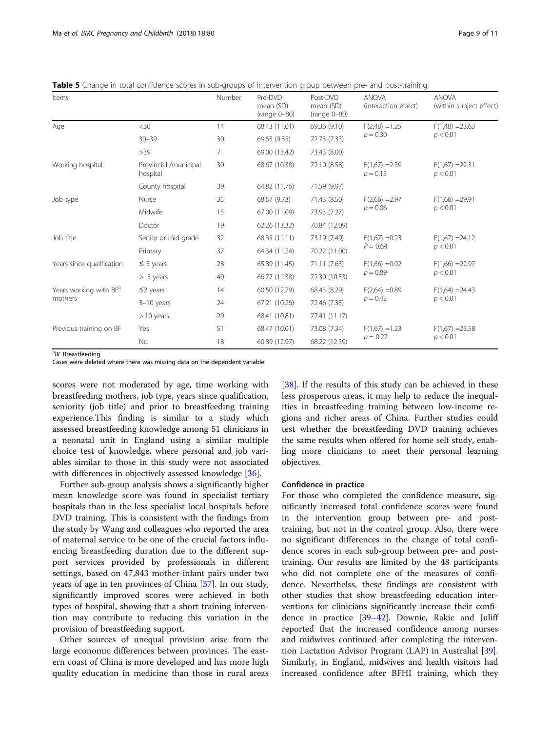**Table 5** Change in total confidence scores in sub-groups of intervention group between pre- and post-training

| Items | | Number | Pre-DVD mean (SD) (range 0–80) | Post-DVD mean (SD) (range 0–80) | ANOVA (interaction effect) | ANOVA (within-subject effect) |
|---|---|---|---|---|---|---|
| Age | <30 | 14 | 68.43 (11.01) | 69.36 (9.10) | F(2,48) =1.25 $p = 0.30$ | F(1,48) =23.63 $p < 0.01$ |
| | 30–39 | 30 | 69.63 (9.35) | 72.73 (7.33) | | |
| | >39 | 7 | 69.00 (13.42) | 73.43 (8.00) | | |
| Working hospital | Provincial /municipal hospital | 30 | 68.67 (10.38) | 72.10 (8.58) | F(1,67) =2.39 $p = 0.13$ | F(1,67) =22.31 $p < 0.01$ |
| | County hospital | 39 | 64.82 (11.76) | 71.59 (9.97) | | |
| Job type | Nurse | 35 | 68.57 (9.73) | 71.43 (8.50) | F(2,66) =2.97 $p = 0.06$ | F(1,66) =29.91 $p < 0.01$ |
| | Midwife | 15 | 67.00 (11.09) | 73.93 (7.27) | | |
| | Doctor | 19 | 62.26 (13.32) | 70.84 (12.09) | | |
| Job title | Senior or mid-grade | 32 | 68.35 (11.11) | 73.19 (7.49) | F(1,67) =0.23 $P = 0.64$ | F(1,67) =24.12 $p < 0.01$ |
| | Primary | 37 | 64.34 (11.24) | 70.22 (11.00) | | |
| Years since qualification | ≤ 5 years | 28 | 65.89 (11.45) | 71.11 (7.63) | F(1,66) =0.02 $p = 0.89$ | F(1,66) =22.97 $p < 0.01$ |
| | > 5 years | 40 | 66.77 (11.38) | 72.30 (10.53) | | |
| Years working with BF[a] mothers | ≤2 years | 14 | 60.50 (12.79) | 68.43 (8.29) | F(2,64) =0.89 $p = 0.42$ | F(1,64) =24.43 $p < 0.01$ |
| | 3–10 years | 24 | 67.21 (10.26) | 72.46 (7.35) | | |
| | > 10 years | 29 | 68.41 (10.81) | 72.41 (11.17) | | |
| Previous training on BF | Yes | 51 | 68.47 (10.01) | 73.08 (7.34) | F(1,67) =1.23 $p = 0.27$ | F(1,67) =23.58 $p < 0.01$ |
| | No | 18 | 60.89 (12.97) | 68.22 (12.39) | | |

[a]*BF* Breastfeeding
Cases were deleted where there was missing data on the dependent variable

scores were not moderated by age, time working with breastfeeding mothers, job type, years since qualification, seniority (job title) and prior to breastfeeding training experience.This finding is similar to a study which assessed breastfeeding knowledge among 51 clinicians in a neonatal unit in England using a similar multiple choice test of knowledge, where personal and job variables similar to those in this study were not associated with differences in objectively assessed knowledge [36].

Further sub-group analysis shows a significantly higher mean knowledge score was found in specialist tertiary hospitals than in the less specialist local hospitals before DVD training. This is consistent with the findings from the study by Wang and colleagues who reported the area of maternal service to be one of the crucial factors influencing breastfeeding duration due to the different support services provided by professionals in different settings, based on 47,843 mother-infant pairs under two years of age in ten provinces of China [37]. In our study, significantly improved scores were achieved in both types of hospital, showing that a short training intervention may contribute to reducing this variation in the provision of breastfeeding support.

Other sources of unequal provision arise from the large economic differences between provinces. The eastern coast of China is more developed and has more high quality education in medicine than those in rural areas [38]. If the results of this study can be achieved in these less prosperous areas, it may help to reduce the inequalities in breastfeeding training between low-income regions and richer areas of China. Further studies could test whether the breastfeeding DVD training achieves the same results when offered for home self study, enabling more clinicians to meet their personal learning objectives.

### Confidence in practice

For those who completed the confidence measure, significantly increased total confidence scores were found in the intervention group between pre- and post-training, but not in the control group. Also, there were no significant differences in the change of total confidence scores in each sub-group between pre- and post-training. Our results are limited by the 48 participants who did not complete one of the measures of confidence. Neverthelss, these findings are consistent with other studies that show breastfeeding education interventions for clinicians significantly increase their confidence in practice [39–42]. Downie, Rakic and Juliff reported that the increased confidence among nurses and midwives continued after completing the intervention Lactation Advisor Program (LAP) in Australial [39]. Similarly, in England, midwives and health visitors had increased confidence after BFHI training, which they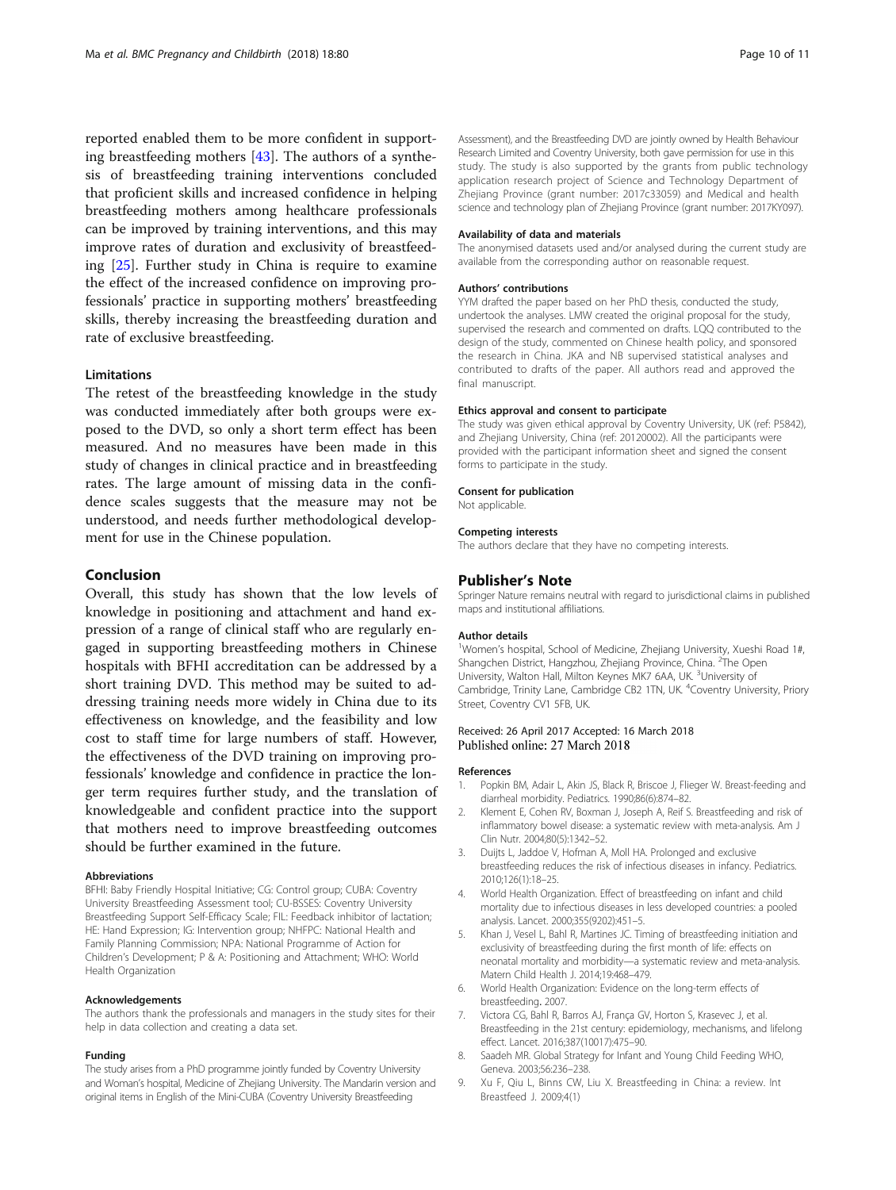reported enabled them to be more confident in supporting breastfeeding mothers [43]. The authors of a synthesis of breastfeeding training interventions concluded that proficient skills and increased confidence in helping breastfeeding mothers among healthcare professionals can be improved by training interventions, and this may improve rates of duration and exclusivity of breastfeeding [25]. Further study in China is require to examine the effect of the increased confidence on improving professionals' practice in supporting mothers' breastfeeding skills, thereby increasing the breastfeeding duration and rate of exclusive breastfeeding.

### Limitations

The retest of the breastfeeding knowledge in the study was conducted immediately after both groups were exposed to the DVD, so only a short term effect has been measured. And no measures have been made in this study of changes in clinical practice and in breastfeeding rates. The large amount of missing data in the confidence scales suggests that the measure may not be understood, and needs further methodological development for use in the Chinese population.

## Conclusion

Overall, this study has shown that the low levels of knowledge in positioning and attachment and hand expression of a range of clinical staff who are regularly engaged in supporting breastfeeding mothers in Chinese hospitals with BFHI accreditation can be addressed by a short training DVD. This method may be suited to addressing training needs more widely in China due to its effectiveness on knowledge, and the feasibility and low cost to staff time for large numbers of staff. However, the effectiveness of the DVD training on improving professionals' knowledge and confidence in practice the longer term requires further study, and the translation of knowledgeable and confident practice into the support that mothers need to improve breastfeeding outcomes should be further examined in the future.

#### Abbreviations

BFHI: Baby Friendly Hospital Initiative; CG: Control group; CUBA: Coventry University Breastfeeding Assessment tool; CU-BSSES: Coventry University Breastfeeding Support Self-Efficacy Scale; FIL: Feedback inhibitor of lactation; HE: Hand Expression; IG: Intervention group; NHFPC: National Health and Family Planning Commission; NPA: National Programme of Action for Children's Development; P & A: Positioning and Attachment; WHO: World Health Organization

#### Acknowledgements

The authors thank the professionals and managers in the study sites for their help in data collection and creating a data set.

#### Funding

The study arises from a PhD programme jointly funded by Coventry University and Woman's hospital, Medicine of Zhejiang University. The Mandarin version and original items in English of the Mini-CUBA (Coventry University Breastfeeding Assessment), and the Breastfeeding DVD are jointly owned by Health Behaviour Research Limited and Coventry University, both gave permission for use in this study. The study is also supported by the grants from public technology application research project of Science and Technology Department of Zhejiang Province (grant number: 2017c33059) and Medical and health science and technology plan of Zhejiang Province (grant number: 2017KY097).

#### Availability of data and materials

The anonymised datasets used and/or analysed during the current study are available from the corresponding author on reasonable request.

#### Authors' contributions

YYM drafted the paper based on her PhD thesis, conducted the study, undertook the analyses. LMW created the original proposal for the study, supervised the research and commented on drafts. LQQ contributed to the design of the study, commented on Chinese health policy, and sponsored the research in China. JKA and NB supervised statistical analyses and contributed to drafts of the paper. All authors read and approved the final manuscript.

#### Ethics approval and consent to participate

The study was given ethical approval by Coventry University, UK (ref: P5842), and Zhejiang University, China (ref: 20120002). All the participants were provided with the participant information sheet and signed the consent forms to participate in the study.

#### Consent for publication

Not applicable.

#### Competing interests

The authors declare that they have no competing interests.

## Publisher's Note

Springer Nature remains neutral with regard to jurisdictional claims in published maps and institutional affiliations.

#### Author details

[1]Women's hospital, School of Medicine, Zhejiang University, Xueshi Road 1#, Shangchen District, Hangzhou, Zhejiang Province, China. [2]The Open University, Walton Hall, Milton Keynes MK7 6AA, UK. [3]University of Cambridge, Trinity Lane, Cambridge CB2 1TN, UK. [4]Coventry University, Priory Street, Coventry CV1 5FB, UK.

Received: 26 April 2017 Accepted: 16 March 2018
Published online: 27 March 2018

#### References

1. Popkin BM, Adair L, Akin JS, Black R, Briscoe J, Flieger W. Breast-feeding and diarrheal morbidity. Pediatrics. 1990;86(6):874–82.
2. Klement E, Cohen RV, Boxman J, Joseph A, Reif S. Breastfeeding and risk of inflammatory bowel disease: a systematic review with meta-analysis. Am J Clin Nutr. 2004;80(5):1342–52.
3. Duijts L, Jaddoe V, Hofman A, Moll HA. Prolonged and exclusive breastfeeding reduces the risk of infectious diseases in infancy. Pediatrics. 2010;126(1):18–25.
4. World Health Organization. Effect of breastfeeding on infant and child mortality due to infectious diseases in less developed countries: a pooled analysis. Lancet. 2000;355(9202):451–5.
5. Khan J, Vesel L, Bahl R, Martines JC. Timing of breastfeeding initiation and exclusivity of breastfeeding during the first month of life: effects on neonatal mortality and morbidity—a systematic review and meta-analysis. Matern Child Health J. 2014;19:468–479.
6. World Health Organization: Evidence on the long-term effects of breastfeeding. 2007.
7. Victora CG, Bahl R, Barros AJ, França GV, Horton S, Krasevec J, et al. Breastfeeding in the 21st century: epidemiology, mechanisms, and lifelong effect. Lancet. 2016;387(10017):475–90.
8. Saadeh MR. Global Strategy for Infant and Young Child Feeding WHO, Geneva. 2003;56:236–238.
9. Xu F, Qiu L, Binns CW, Liu X. Breastfeeding in China: a review. Int Breastfeed J. 2009;4(1)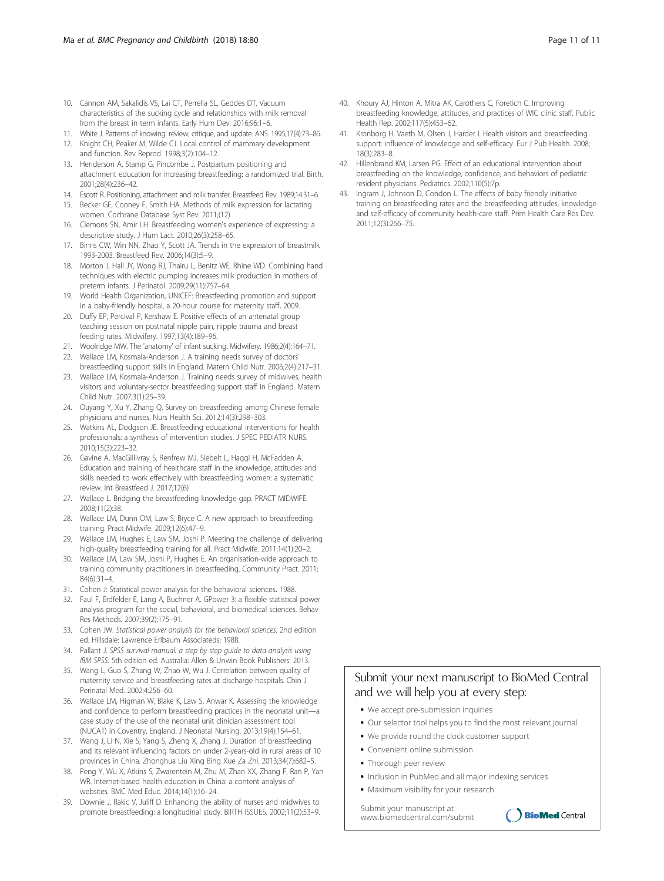10. Cannon AM, Sakalidis VS, Lai CT, Perrella SL, Geddes DT. Vacuum characteristics of the sucking cycle and relationships with milk removal from the breast in term infants. Early Hum Dev. 2016;96:1–6.
11. White J. Patterns of knowing: review, critique, and update. ANS. 1995;17(4):73–86.
12. Knight CH, Peaker M, Wilde CJ. Local control of mammary development and function. Rev Reprod. 1998;3(2):104–12.
13. Henderson A, Stamp G, Pincombe J. Postpartum positioning and attachment education for increasing breastfeeding: a randomized trial. Birth. 2001;28(4):236–42.
14. Escott R. Positioning, attachment and milk transfer. Breastfeed Rev. 1989;14:31–6.
15. Becker GE, Cooney F, Smith HA. Methods of milk expression for lactating women. Cochrane Database Syst Rev. 2011;(12)
16. Clemons SN, Amir LH. Breastfeeding women's experience of expressing: a descriptive study. J Hum Lact. 2010;26(3):258–65.
17. Binns CW, Win NN, Zhao Y, Scott JA. Trends in the expression of breastmilk 1993-2003. Breastfeed Rev. 2006;14(3):5–9.
18. Morton J, Hall JY, Wong RJ, Thairu L, Benitz WE, Rhine WD. Combining hand techniques with electric pumping increases milk production in mothers of preterm infants. J Perinatol. 2009;29(11):757–64.
19. World Health Organization, UNICEF: Breastfeeding promotion and support in a baby-friendly hospital, a 20-hour course for maternity staff. 2009.
20. Duffy EP, Percival P, Kershaw E. Positive effects of an antenatal group teaching session on postnatal nipple pain, nipple trauma and breast feeding rates. Midwifery. 1997;13(4):189–96.
21. Woolridge MW. The 'anatomy' of infant sucking. Midwifery. 1986;2(4):164–71.
22. Wallace LM, Kosmala-Anderson J. A training needs survey of doctors' breastfeeding support skills in England. Matern Child Nutr. 2006;2(4):217–31.
23. Wallace LM, Kosmala-Anderson J. Training needs survey of midwives, health visitors and voluntary-sector breastfeeding support staff in England. Matern Child Nutr. 2007;3(1):25–39.
24. Ouyang Y, Xu Y, Zhang Q. Survey on breastfeeding among Chinese female physicians and nurses. Nurs Health Sci. 2012;14(3):298–303.
25. Watkins AL, Dodgson JE. Breastfeeding educational interventions for health professionals: a synthesis of intervention studies. J SPEC PEDIATR NURS. 2010;15(3):223–32.
26. Gavine A, MacGillivray S, Renfrew MJ, Siebelt L, Haggi H, McFadden A. Education and training of healthcare staff in the knowledge, attitudes and skills needed to work effectively with breastfeeding women: a systematic review. Int Breastfeed J. 2017;12(6)
27. Wallace L. Bridging the breastfeeding knowledge gap. PRACT MIDWIFE. 2008;11(2):38.
28. Wallace LM, Dunn OM, Law S, Bryce C. A new approach to breastfeeding training. Pract Midwife. 2009;12(6):47–9.
29. Wallace LM, Hughes E, Law SM, Joshi P. Meeting the challenge of delivering high-quality breastfeeding training for all. Pract Midwife. 2011;14(1):20–2.
30. Wallace LM, Law SM, Joshi P, Hughes E. An organisation-wide approach to training community practitioners in breastfeeding. Community Pract. 2011; 84(6):31–4.
31. Cohen J: Statistical power analysis for the behavioral sciences. 1988.
32. Faul F, Erdfelder E, Lang A, Buchner A. GPower 3: a flexible statistical power analysis program for the social, behavioral, and biomedical sciences. Behav Res Methods. 2007;39(2):175–91.
33. Cohen JW. *Statistical power analysis for the behavioral sciences:* 2nd edition ed. Hillsdale: Lawrence Erlbaum Associateds; 1988.
34. Pallant J. *SPSS survival manual: a step by step guide to data analysis using IBM SPSS:* 5th edition ed. Australia: Allen & Unwin Book Publishers; 2013.
35. Wang L, Guo S, Zhang W, Zhao W, Wu J. Correlation between quality of maternity service and breastfeeding rates at discharge hospitals. Chin J Perinatal Med. 2002;4:256–60.
36. Wallace LM, Higman W, Blake K, Law S, Anwar K. Assessing the knowledge and confidence to perform breastfeeding practices in the neonatal unit—a case study of the use of the neonatal unit clinician assessment tool (NUCAT) in Coventry, England. J Neonatal Nursing. 2013;19(4):154–61.
37. Wang J, Li N, Xie S, Yang S, Zheng X, Zhang J. Duration of breastfeeding and its relevant influencing factors on under 2-years-old in rural areas of 10 provinces in China. Zhonghua Liu Xing Bing Xue Za Zhi. 2013;34(7):682–5.
38. Peng Y, Wu X, Atkins S, Zwarentein M, Zhu M, Zhan XX, Zhang F, Ran P, Yan WR. Internet-based health education in China: a content analysis of websites. BMC Med Educ. 2014;14(1):16–24.
39. Downie J, Rakic V, Juliff D. Enhancing the ability of nurses and midwives to promote breastfeeding: a longitudinal study. BIRTH ISSUES. 2002;11(2):53–9.
40. Khoury AJ, Hinton A, Mitra AK, Carothers C, Foretich C. Improving breastfeeding knowledge, attitudes, and practices of WIC clinic staff. Public Health Rep. 2002;117(5):453–62.
41. Kronborg H, Vaeth M, Olsen J, Harder I. Health visitors and breastfeeding support: influence of knowledge and self-efficacy. Eur J Pub Health. 2008; 18(3):283–8.
42. Hillenbrand KM, Larsen PG. Effect of an educational intervention about breastfeeding on the knowledge, confidence, and behaviors of pediatric resident physicians. Pediatrics. 2002;110(5):7p.
43. Ingram J, Johnson D, Condon L. The effects of baby friendly initiative training on breastfeeding rates and the breastfeeding attitudes, knowledge and self-efficacy of community health-care staff. Prim Health Care Res Dev. 2011;12(3):266–75.